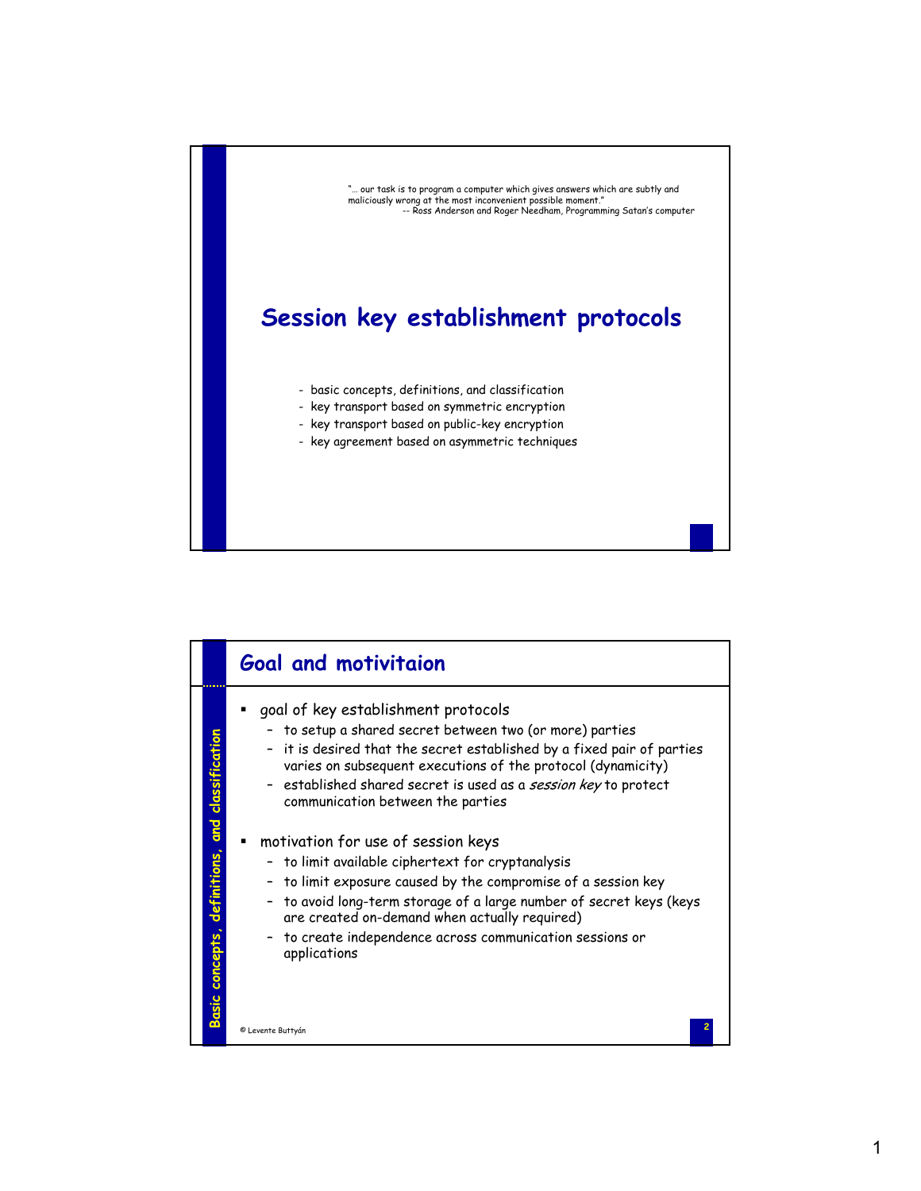"… our task is to program a computer which gives answers which are subtly and maliciously wrong at the most inconvenient possible moment."
-- Ross Anderson and Roger Needham, Programming Satan's computer

# Session key establishment protocols

- basic concepts, definitions, and classification
- key transport based on symmetric encryption
- key transport based on public-key encryption
- key agreement based on asymmetric techniques

---

## Goal and motivitaion

*Basic concepts, definitions, and classification*

- goal of key establishment protocols
  - to setup a shared secret between two (or more) parties
  - it is desired that the secret established by a fixed pair of parties varies on subsequent executions of the protocol (dynamicity)
  - established shared secret is used as a *session key* to protect communication between the parties
- motivation for use of session keys
  - to limit available ciphertext for cryptanalysis
  - to limit exposure caused by the compromise of a session key
  - to avoid long-term storage of a large number of secret keys (keys are created on-demand when actually required)
  - to create independence across communication sessions or applications

© Levente Buttyán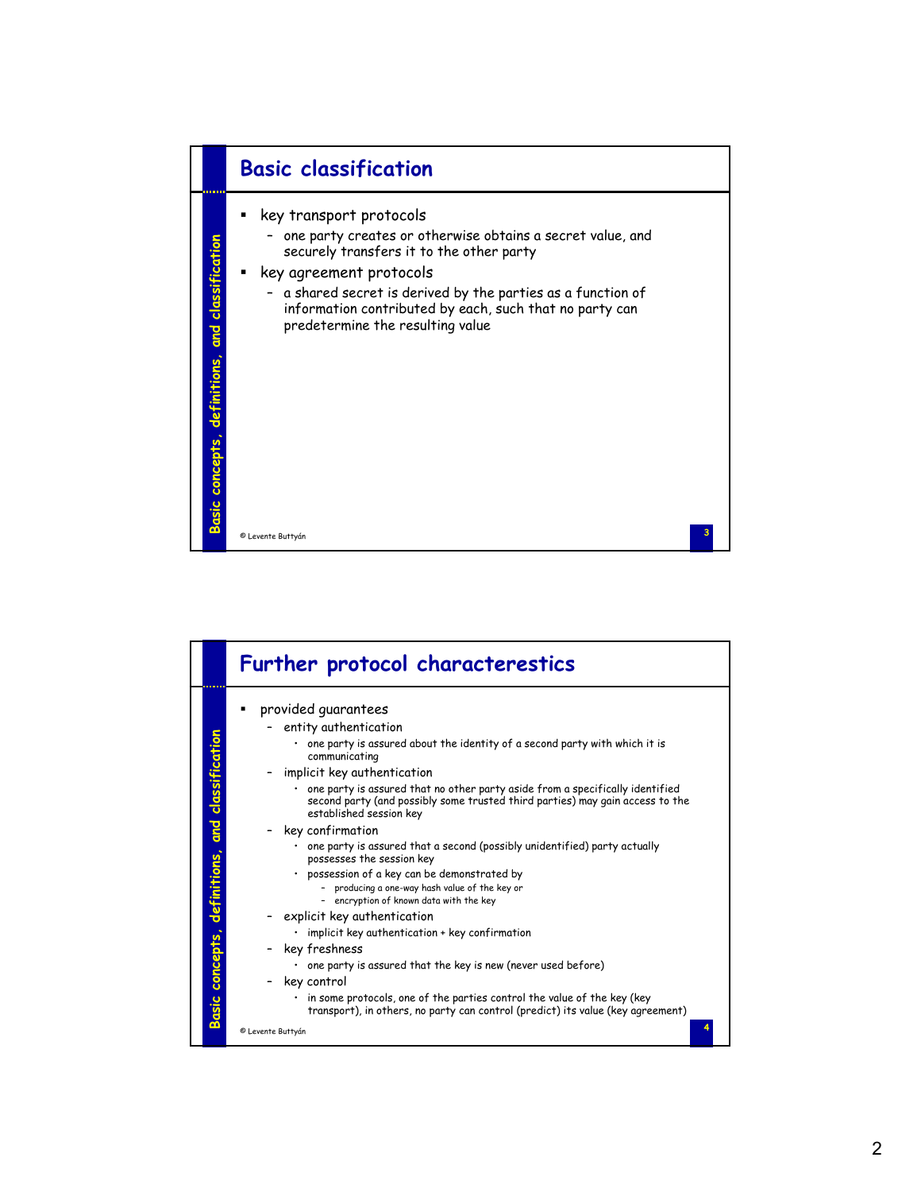## Basic classification

- key transport protocols
  - one party creates or otherwise obtains a secret value, and securely transfers it to the other party
- key agreement protocols
  - a shared secret is derived by the parties as a function of information contributed by each, such that no party can predetermine the resulting value

## Further protocol characterestics

- provided guarantees
  - entity authentication
    - one party is assured about the identity of a second party with which it is communicating
  - implicit key authentication
    - one party is assured that no other party aside from a specifically identified second party (and possibly some trusted third parties) may gain access to the established session key
  - key confirmation
    - one party is assured that a second (possibly unidentified) party actually possesses the session key
    - possession of a key can be demonstrated by
      - producing a one-way hash value of the key or
      - encryption of known data with the key
  - explicit key authentication
    - implicit key authentication + key confirmation
  - key freshness
    - one party is assured that the key is new (never used before)
  - key control
    - in some protocols, one of the parties control the value of the key (key transport), in others, no party can control (predict) its value (key agreement)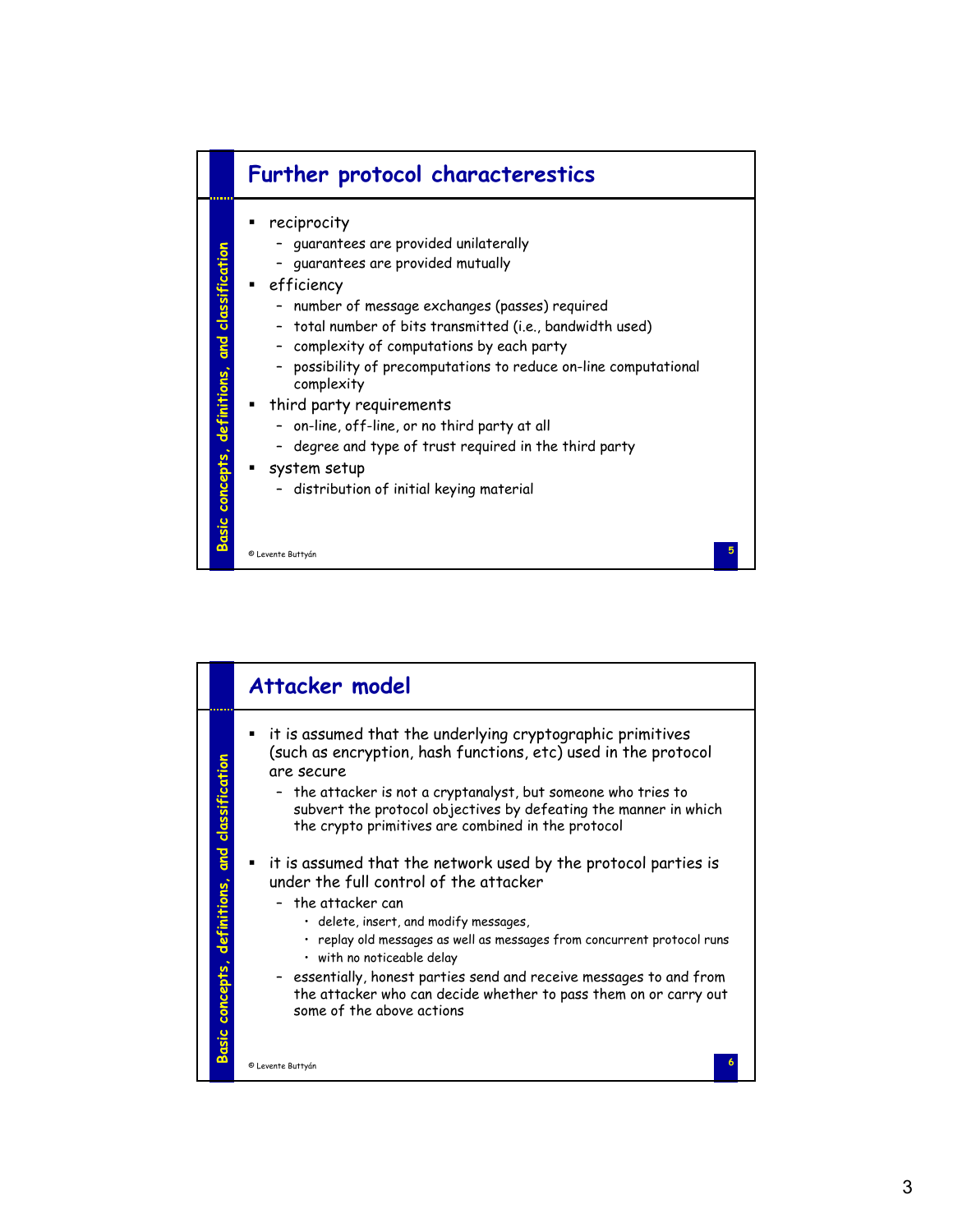## Further protocol characterestics

- reciprocity
  - guarantees are provided unilaterally
  - guarantees are provided mutually
- efficiency
  - number of message exchanges (passes) required
  - total number of bits transmitted (i.e., bandwidth used)
  - complexity of computations by each party
  - possibility of precomputations to reduce on-line computational complexity
- third party requirements
  - on-line, off-line, or no third party at all
  - degree and type of trust required in the third party
- system setup
  - distribution of initial keying material

## Attacker model

- it is assumed that the underlying cryptographic primitives (such as encryption, hash functions, etc) used in the protocol are secure
  - the attacker is not a cryptanalyst, but someone who tries to subvert the protocol objectives by defeating the manner in which the crypto primitives are combined in the protocol
- it is assumed that the network used by the protocol parties is under the full control of the attacker
  - the attacker can
    - delete, insert, and modify messages,
    - replay old messages as well as messages from concurrent protocol runs
    - with no noticeable delay
  - essentially, honest parties send and receive messages to and from the attacker who can decide whether to pass them on or carry out some of the above actions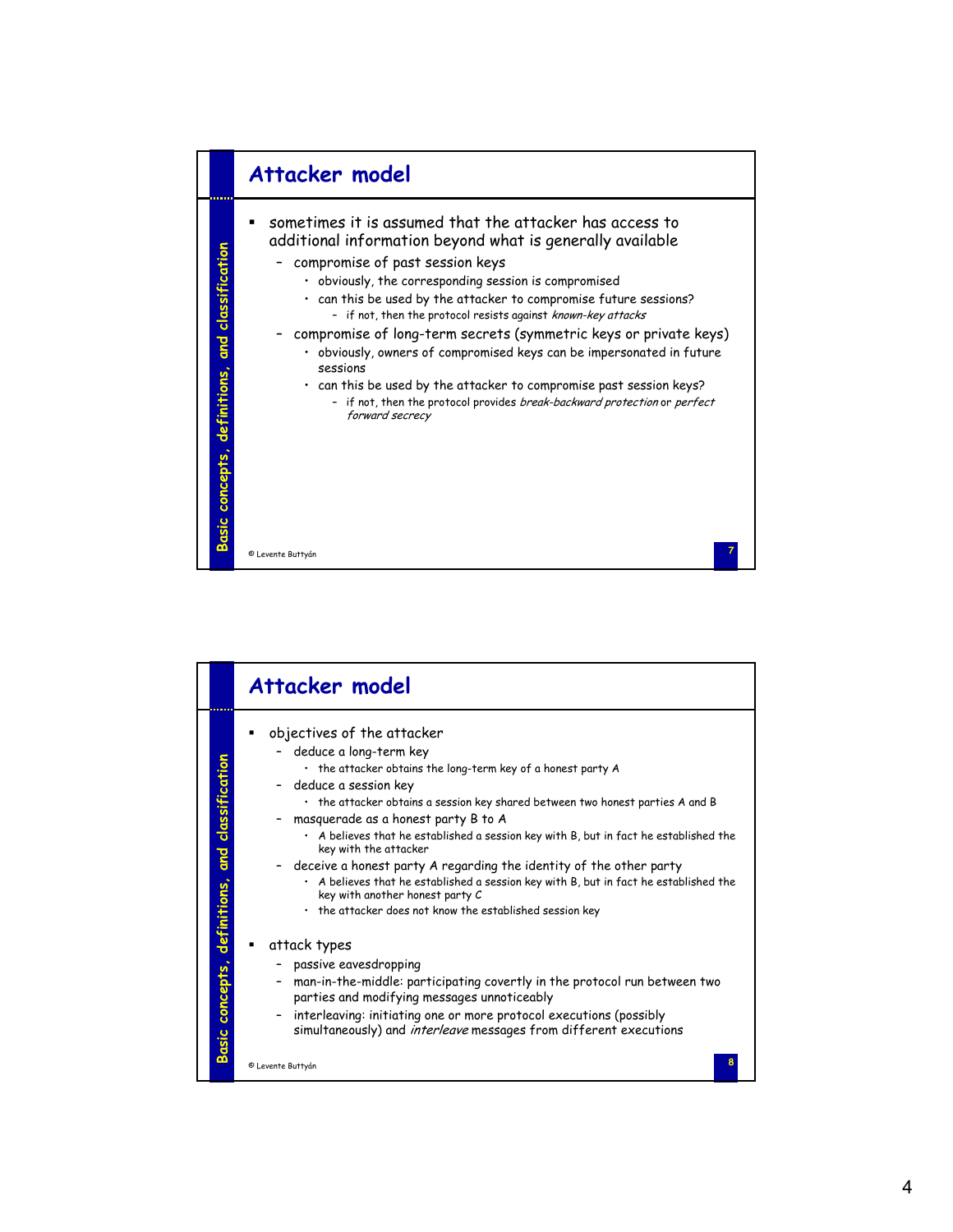## Attacker model

- sometimes it is assumed that the attacker has access to additional information beyond what is generally available
  - compromise of past session keys
    - obviously, the corresponding session is compromised
    - can this be used by the attacker to compromise future sessions?
      - if not, then the protocol resists against *known-key attacks*
  - compromise of long-term secrets (symmetric keys or private keys)
    - obviously, owners of compromised keys can be impersonated in future sessions
    - can this be used by the attacker to compromise past session keys?
      - if not, then the protocol provides *break-backward protection* or *perfect forward secrecy*

© Levente Buttyán

## Attacker model

- objectives of the attacker
  - deduce a long-term key
    - the attacker obtains the long-term key of a honest party A
  - deduce a session key
    - the attacker obtains a session key shared between two honest parties A and B
  - masquerade as a honest party B to A
    - A believes that he established a session key with B, but in fact he established the key with the attacker
  - deceive a honest party A regarding the identity of the other party
    - A believes that he established a session key with B, but in fact he established the key with another honest party C
    - the attacker does not know the established session key
- attack types
  - passive eavesdropping
  - man-in-the-middle: participating covertly in the protocol run between two parties and modifying messages unnoticeably
  - interleaving: initiating one or more protocol executions (possibly simultaneously) and *interleave* messages from different executions

© Levente Buttyán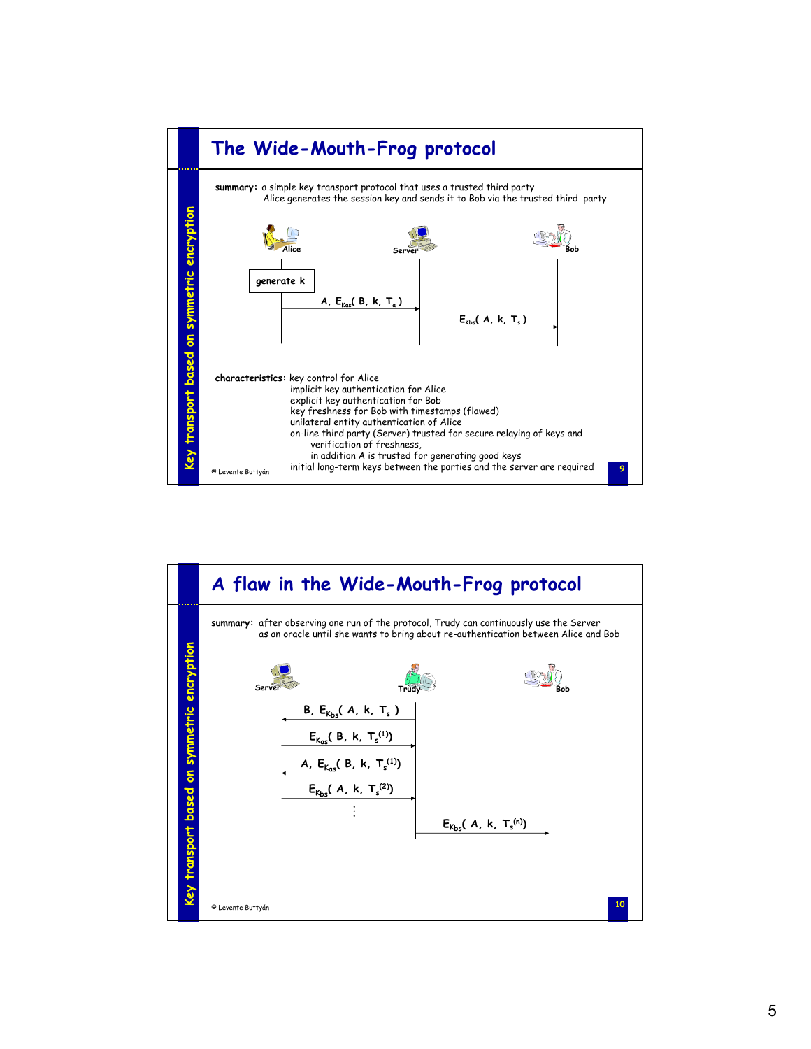# The Wide-Mouth-Frog protocol

**summary:** a simple key transport protocol that uses a trusted third party
Alice generates the session key and sends it to Bob via the trusted third party

Alice — Server — Bob

generate k

Alice → Server: A, $E_{Kas}$( B, k, $T_a$ )

Server → Bob: $E_{Kbs}$( A, k, $T_s$ )

**characteristics:** key control for Alice
implicit key authentication for Alice
explicit key authentication for Bob
key freshness for Bob with timestamps (flawed)
unilateral entity authentication of Alice
on-line third party (Server) trusted for secure relaying of keys and
verification of freshness,
in addition A is trusted for generating good keys
initial long-term keys between the parties and the server are required

© Levente Buttyán

Key transport based on symmetric encryption

# A flaw in the Wide-Mouth-Frog protocol

**summary:** after observing one run of the protocol, Trudy can continuously use the Server as an oracle until she wants to bring about re-authentication between Alice and Bob

Server — Trudy — Bob

Trudy → Server: B, $E_{Kbs}$( A, k, $T_s$ )

Server → Trudy: $E_{Kas}$( B, k, $T_s^{(1)}$)

Trudy → Server: A, $E_{Kas}$( B, k, $T_s^{(1)}$)

Server → Trudy: $E_{Kbs}$( A, k, $T_s^{(2)}$)

⋮

Trudy → Bob: $E_{Kbs}$( A, k, $T_s^{(n)}$)

© Levente Buttyán

Key transport based on symmetric encryption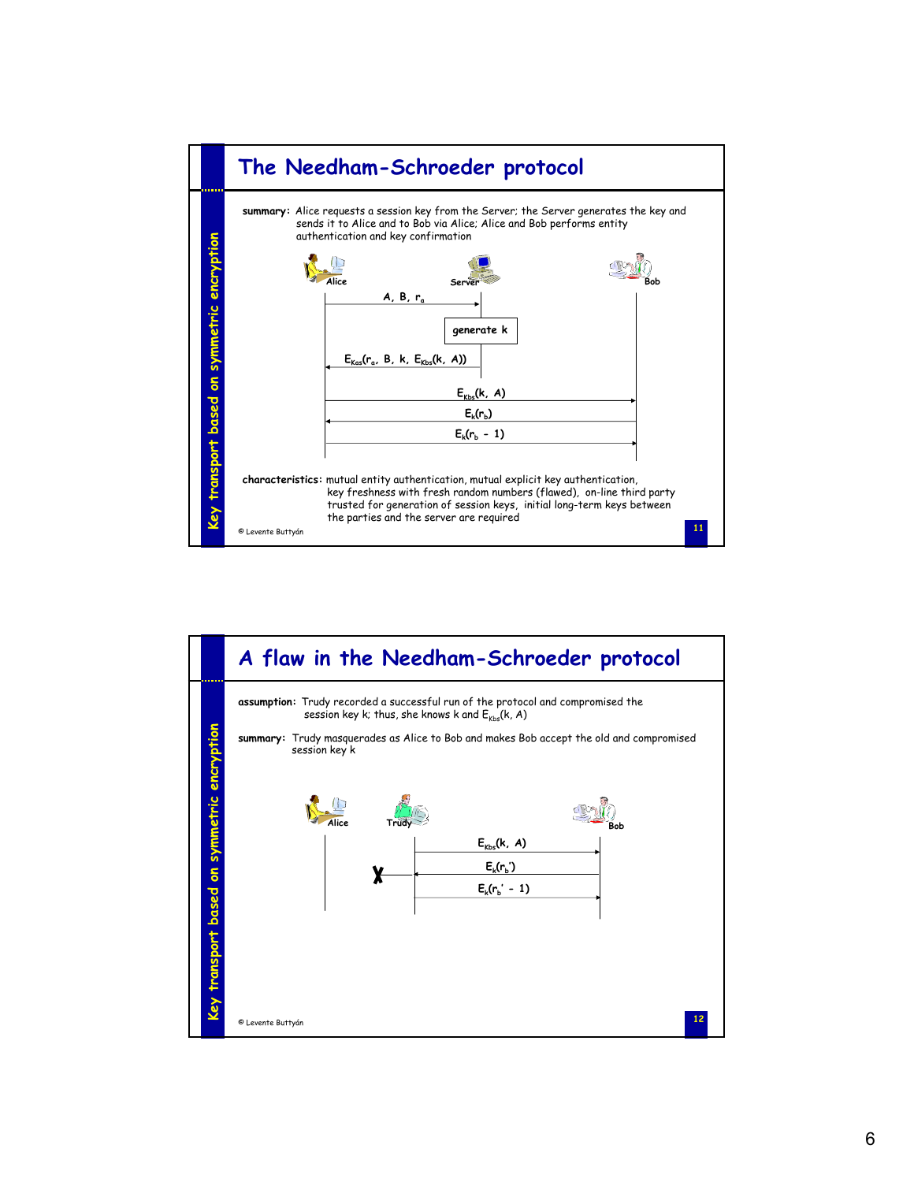## The Needham-Schroeder protocol

**summary:** Alice requests a session key from the Server; the Server generates the key and sends it to Alice and to Bob via Alice; Alice and Bob performs entity authentication and key confirmation

Alice → Server: $A, B, r_a$

Server: generate k

Server → Alice: $E_{Kas}(r_a, B, k, E_{Kbs}(k, A))$

Alice → Bob: $E_{Kbs}(k, A)$

Bob → Alice: $E_k(r_b)$

Alice → Bob: $E_k(r_b - 1)$

**characteristics:** mutual entity authentication, mutual explicit key authentication, key freshness with fresh random numbers (flawed), on-line third party trusted for generation of session keys, initial long-term keys between the parties and the server are required

© Levente Buttyán

## A flaw in the Needham-Schroeder protocol

**assumption:** Trudy recorded a successful run of the protocol and compromised the session key k; thus, she knows k and $E_{Kbs}(k, A)$

**summary:** Trudy masquerades as Alice to Bob and makes Bob accept the old and compromised session key k

Trudy → Bob: $E_{Kbs}(k, A)$

Bob → Trudy (X Alice): $E_k(r_b')$

Trudy → Bob: $E_k(r_b' - 1)$

© Levente Buttyán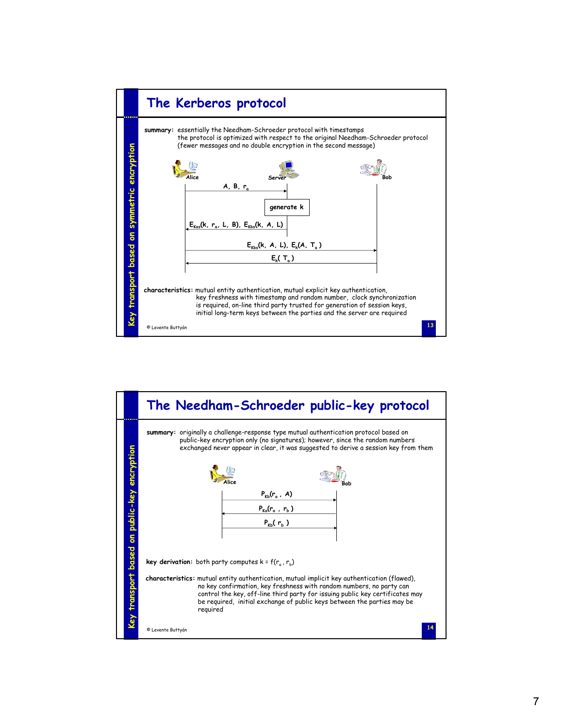## The Kerberos protocol

*Key transport based on symmetric encryption*

**summary:** essentially the Needham-Schroeder protocol with timestamps
the protocol is optimized with respect to the original Needham-Schroeder protocol (fewer messages and no double encryption in the second message)

Alice → Server: $A, B, r_a$

Server: generate k

Server → Alice: $E_{Kas}(k, r_a, L, B), E_{Kbs}(k, A, L)$

Alice → Bob: $E_{Kbs}(k, A, L), E_k(A, T_a)$

Bob → Alice: $E_k(T_a)$

**characteristics:** mutual entity authentication, mutual explicit key authentication, key freshness with timestamp and random number, clock synchronization is required, on-line third party trusted for generation of session keys, initial long-term keys between the parties and the server are required

© Levente Buttyán

## The Needham-Schroeder public-key protocol

*Key transport based on public-key encryption*

**summary:** originally a challenge-response type mutual authentication protocol based on public-key encryption only (no signatures); however, since the random numbers exchanged never appear in clear, it was suggested to derive a session key from them

Alice → Bob: $P_{Kb}(r_a, A)$

Bob → Alice: $P_{Ka}(r_a, r_b)$

Alice → Bob: $P_{Kb}(r_b)$

**key derivation:** both party computes $k = f(r_a, r_b)$

**characteristics:** mutual entity authentication, mutual implicit key authentication (flawed), no key confirmation, key freshness with random numbers, no party can control the key, off-line third party for issuing public key certificates may be required, initial exchange of public keys between the parties may be required

© Levente Buttyán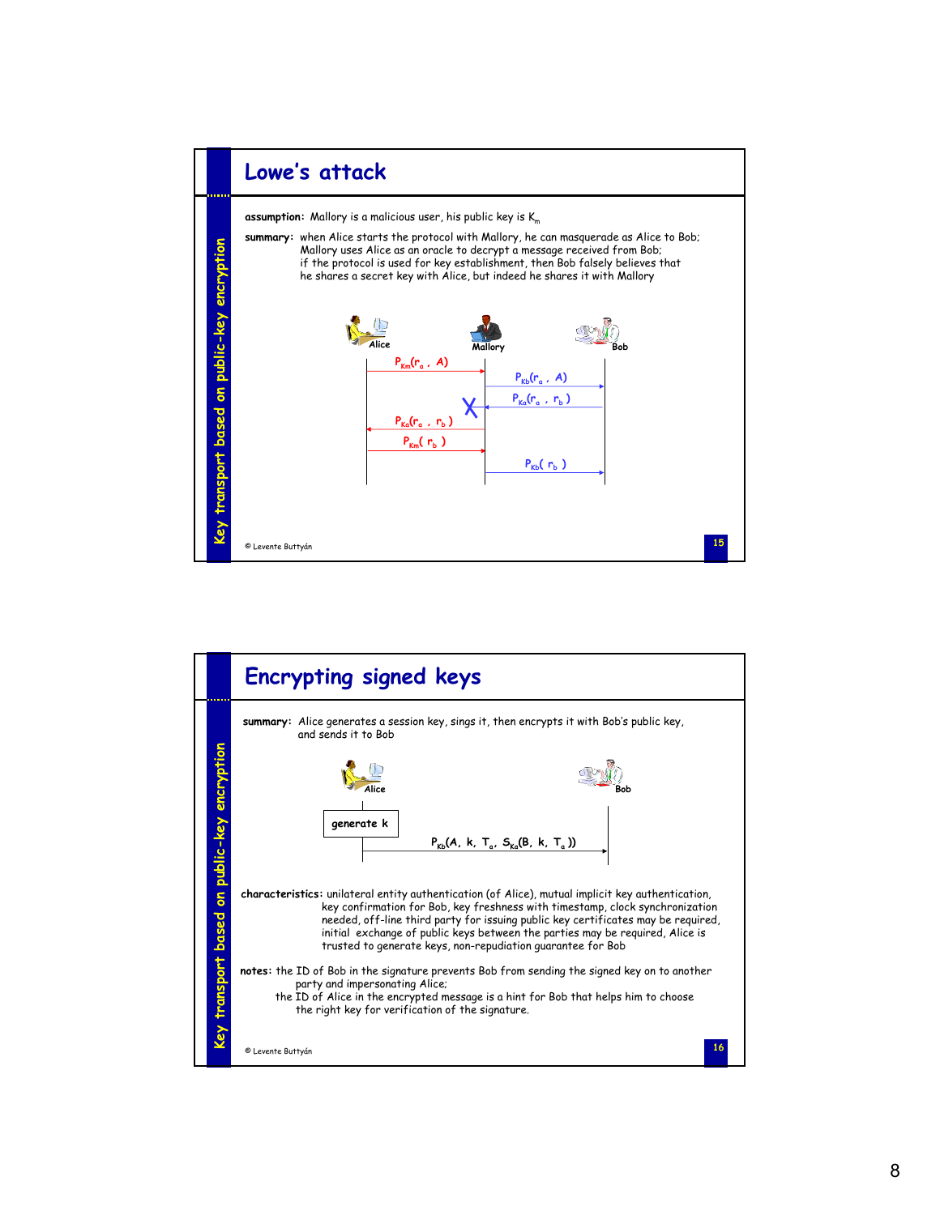## Lowe's attack

**assumption:** Mallory is a malicious user, his public key is $K_m$

**summary:** when Alice starts the protocol with Mallory, he can masquerade as Alice to Bob; Mallory uses Alice as an oracle to decrypt a message received from Bob; if the protocol is used for key establishment, then Bob falsely believes that he shares a secret key with Alice, but indeed he shares it with Mallory

Alice → Mallory: $P_{Km}(r_a, A)$

Mallory → Bob: $P_{Kb}(r_a, A)$

Bob → Mallory (X): $P_{Ka}(r_a, r_b)$

Mallory → Alice: $P_{Ka}(r_a, r_b)$

Alice → Mallory: $P_{Km}(r_b)$

Mallory → Bob: $P_{Kb}(r_b)$

## Encrypting signed keys

**summary:** Alice generates a session key, sings it, then encrypts it with Bob's public key, and sends it to Bob

Alice: generate k

Alice → Bob: $P_{Kb}(A, k, T_a, S_{Ka}(B, k, T_a))$

**characteristics:** unilateral entity authentication (of Alice), mutual implicit key authentication, key confirmation for Bob, key freshness with timestamp, clock synchronization needed, off-line third party for issuing public key certificates may be required, initial exchange of public keys between the parties may be required, Alice is trusted to generate keys, non-repudiation guarantee for Bob

**notes:** the ID of Bob in the signature prevents Bob from sending the signed key on to another party and impersonating Alice;
the ID of Alice in the encrypted message is a hint for Bob that helps him to choose the right key for verification of the signature.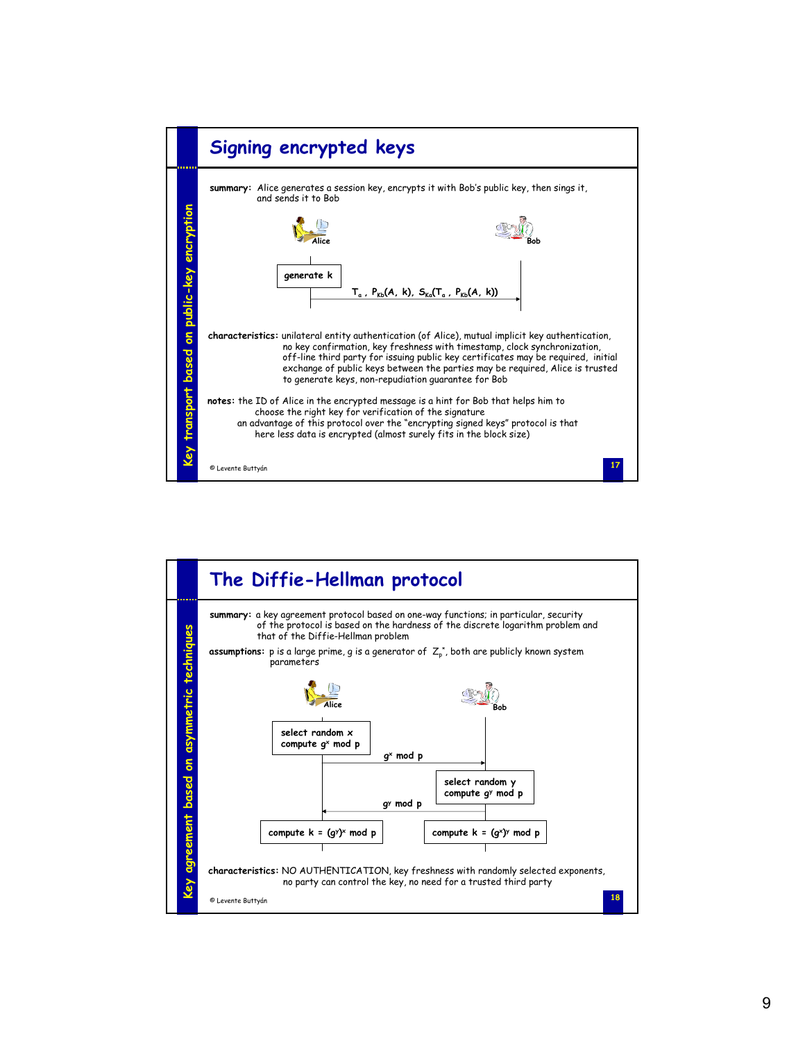# Signing encrypted keys

*Key transport based on public-key encryption*

**summary:** Alice generates a session key, encrypts it with Bob's public key, then sings it, and sends it to Bob

Alice — generate k

Alice → Bob: $T_a$ , $P_{Kb}(A, k)$, $S_{Ka}(T_a$ , $P_{Kb}(A, k))$

**characteristics:** unilateral entity authentication (of Alice), mutual implicit key authentication, no key confirmation, key freshness with timestamp, clock synchronization, off-line third party for issuing public key certificates may be required, initial exchange of public keys between the parties may be required, Alice is trusted to generate keys, non-repudiation guarantee for Bob

**notes:** the ID of Alice in the encrypted message is a hint for Bob that helps him to choose the right key for verification of the signature

an advantage of this protocol over the "encrypting signed keys" protocol is that here less data is encrypted (almost surely fits in the block size)

© Levente Buttyán

# The Diffie-Hellman protocol

*Key agreement based on asymmetric techniques*

**summary:** a key agreement protocol based on one-way functions; in particular, security of the protocol is based on the hardness of the discrete logarithm problem and that of the Diffie-Hellman problem

**assumptions:** p is a large prime, g is a generator of $Z_p^*$, both are publicly known system parameters

Alice: select random x, compute $g^x$ mod p

Alice → Bob: $g^x$ mod p

Bob: select random y, compute $g^y$ mod p

Bob → Alice: $g^y$ mod p

Alice: compute k = $(g^y)^x$ mod p

Bob: compute k = $(g^x)^y$ mod p

**characteristics:** NO AUTHENTICATION, key freshness with randomly selected exponents, no party can control the key, no need for a trusted third party

© Levente Buttyán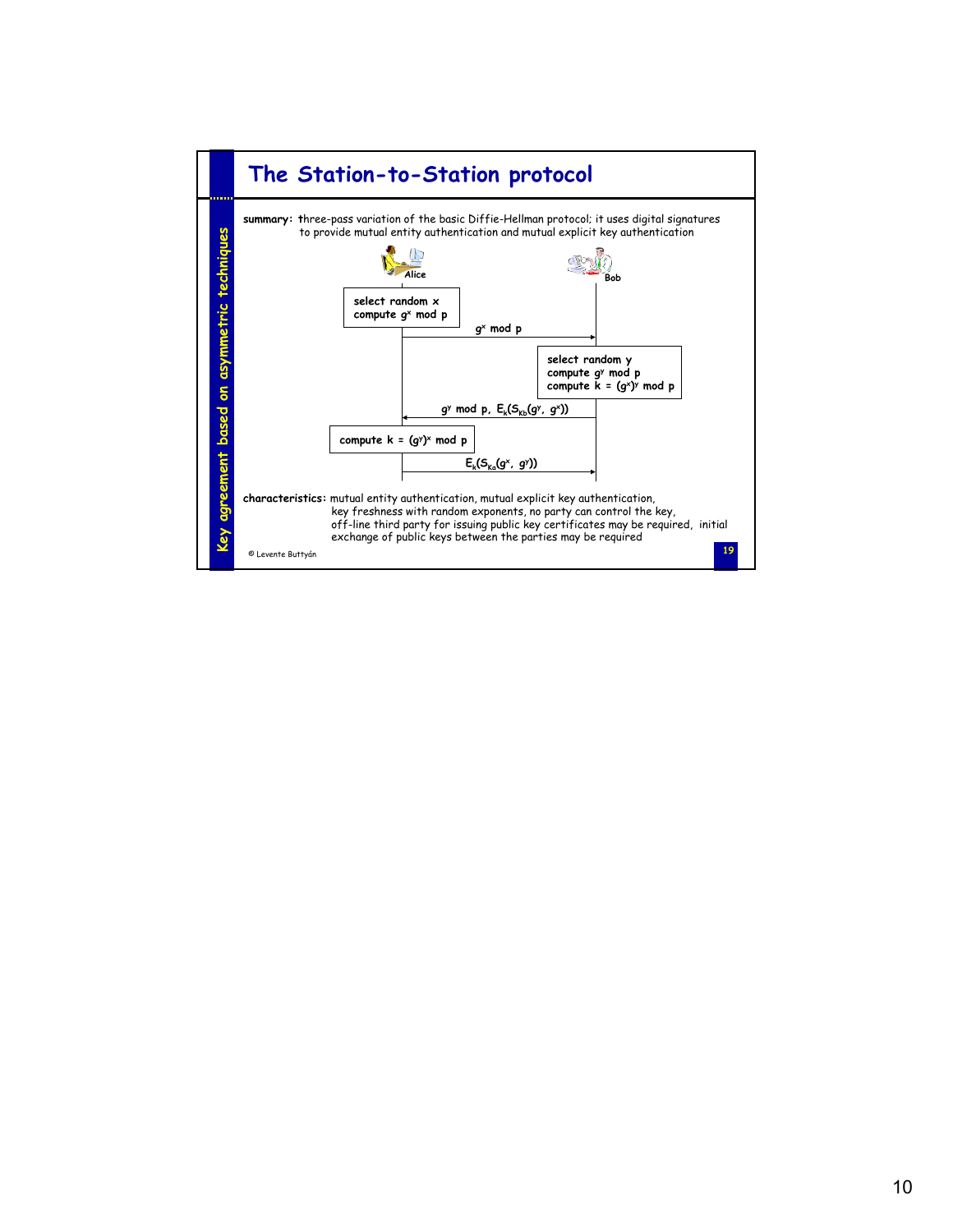# The Station-to-Station protocol

**summary:** three-pass variation of the basic Diffie-Hellman protocol; it uses digital signatures to provide mutual entity authentication and mutual explicit key authentication

Alice | Bob

Alice: select random $x$, compute $g^x \bmod p$

Alice → Bob: $g^x \bmod p$

Bob: select random $y$, compute $g^y \bmod p$, compute $k = (g^x)^y \bmod p$

Bob → Alice: $g^y \bmod p$, $E_k(S_{Kb}(g^y, g^x))$

Alice: compute $k = (g^y)^x \bmod p$

Alice → Bob: $E_k(S_{Ka}(g^x, g^y))$

**characteristics:** mutual entity authentication, mutual explicit key authentication, key freshness with random exponents, no party can control the key, off-line third party for issuing public key certificates may be required, initial exchange of public keys between the parties may be required

Key agreement based on asymmetric techniques

© Levente Buttyán

19